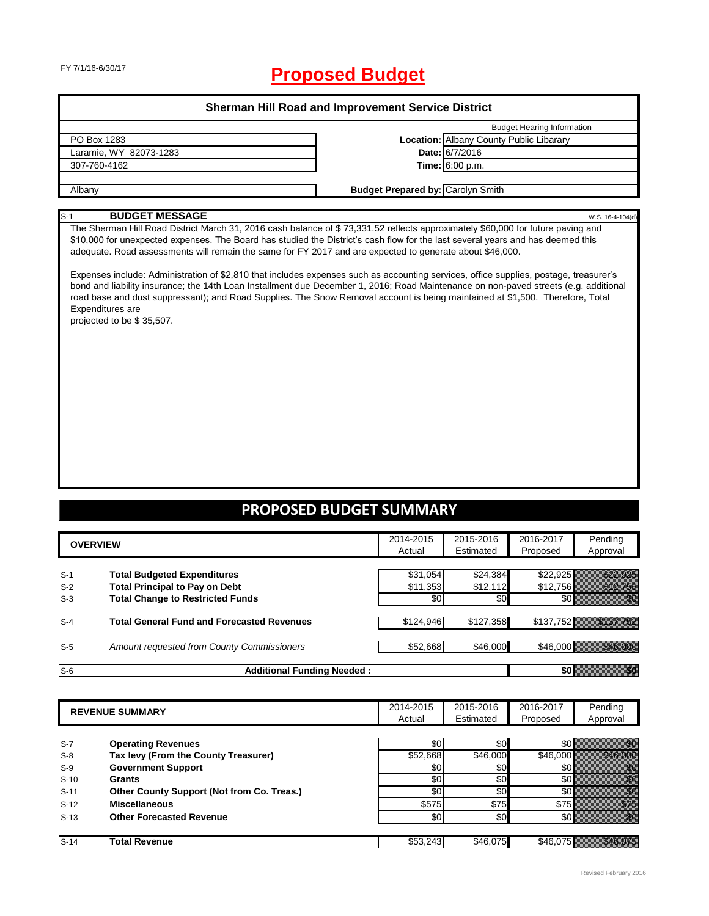FY 7/1/16-6/30/17

# Proposed Budget

## Sherman Hill Road and Improvement Service District

| | Budget Hearing Information | |
|---|---|---|
| PO Box 1283 | **Location:** | Albany County Public Libarary |
| Laramie, WY 82073-1283 | **Date:** | 6/7/2016 |
| 307-760-4162 | **Time:** | 6:00 p.m. |
| Albany | **Budget Prepared by:** | Carolyn Smith |

S-1 **BUDGET MESSAGE** W.S. 16-4-104(d)

The Sherman Hill Road District March 31, 2016 cash balance of $ 73,331.52 reflects approximately $60,000 for future paving and $10,000 for unexpected expenses. The Board has studied the District's cash flow for the last several years and has deemed this adequate. Road assessments will remain the same for FY 2017 and are expected to generate about $46,000.

Expenses include: Administration of $2,810 that includes expenses such as accounting services, office supplies, postage, treasurer's bond and liability insurance; the 14th Loan Installment due December 1, 2016; Road Maintenance on non-paved streets (e.g. additional road base and dust suppressant); and Road Supplies. The Snow Removal account is being maintained at $1,500. Therefore, Total Expenditures are projected to be $ 35,507.

## PROPOSED BUDGET SUMMARY

| | OVERVIEW | 2014-2015 Actual | 2015-2016 Estimated | 2016-2017 Proposed | Pending Approval |
|---|---|---|---|---|---|
| S-1 | **Total Budgeted Expenditures** | $31,054 | $24,384 | $22,925 | $22,925 |
| S-2 | **Total Principal to Pay on Debt** | $11,353 | $12,112 | $12,756 | $12,756 |
| S-3 | **Total Change to Restricted Funds** | $0 | $0 | $0 | $0 |
| S-4 | **Total General Fund and Forecasted Revenues** | $124,946 | $127,358 | $137,752 | $137,752 |
| S-5 | *Amount requested from County Commissioners* | $52,668 | $46,000 | $46,000 | $46,000 |
| S-6 | **Additional Funding Needed :** | | | **$0** | **$0** |

| | REVENUE SUMMARY | 2014-2015 Actual | 2015-2016 Estimated | 2016-2017 Proposed | Pending Approval |
|---|---|---|---|---|---|
| S-7 | **Operating Revenues** | $0 | $0 | $0 | $0 |
| S-8 | **Tax levy (From the County Treasurer)** | $52,668 | $46,000 | $46,000 | $46,000 |
| S-9 | **Government Support** | $0 | $0 | $0 | $0 |
| S-10 | **Grants** | $0 | $0 | $0 | $0 |
| S-11 | **Other County Support (Not from Co. Treas.)** | $0 | $0 | $0 | $0 |
| S-12 | **Miscellaneous** | $575 | $75 | $75 | $75 |
| S-13 | **Other Forecasted Revenue** | $0 | $0 | $0 | $0 |
| S-14 | **Total Revenue** | $53,243 | $46,075 | $46,075 | $46,075 |

Revised February 2016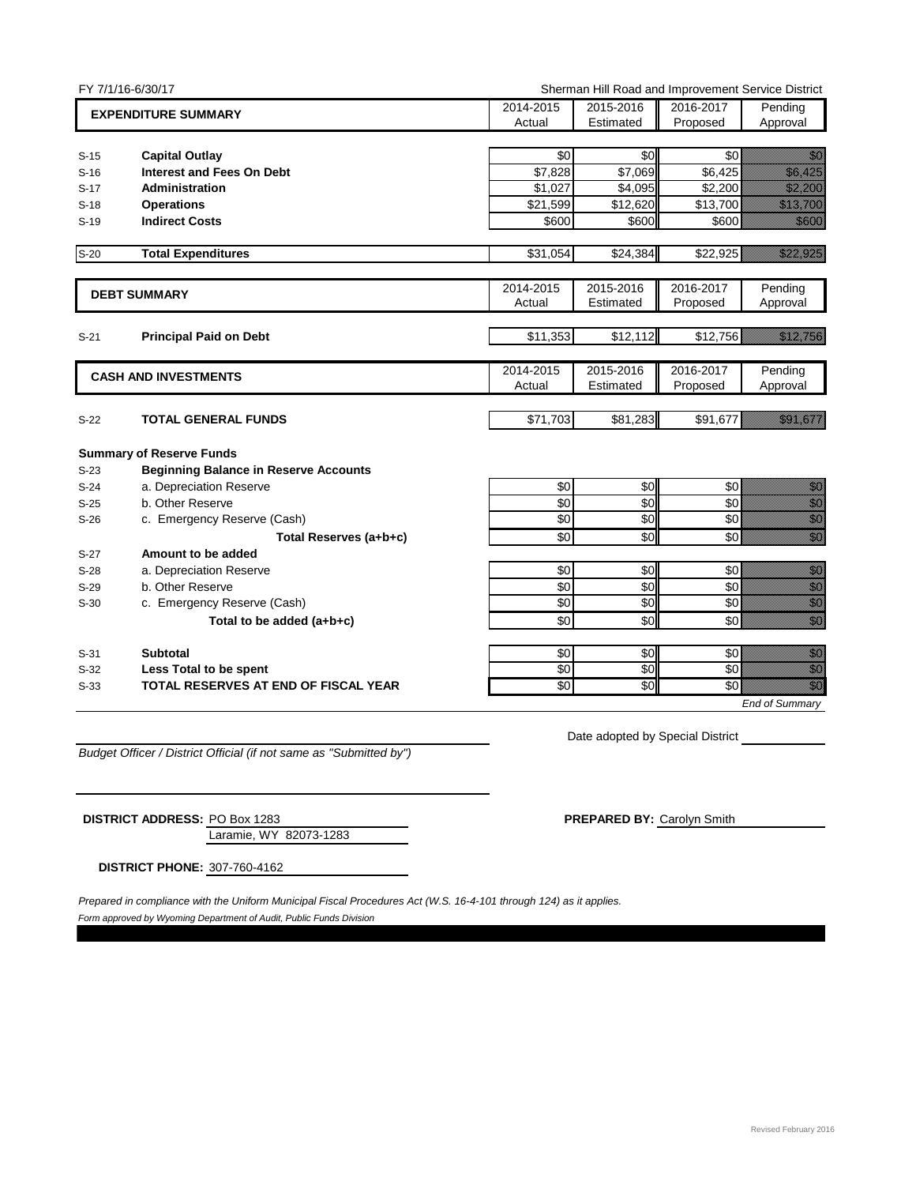FY 7/1/16-6/30/17 | Sherman Hill Road and Improvement Service District

| | **EXPENDITURE SUMMARY** | 2014-2015 Actual | 2015-2016 Estimated | 2016-2017 Proposed | Pending Approval |
|---|---|---|---|---|---|
| S-15 | **Capital Outlay** | $0 | $0 | $0 | $0 |
| S-16 | **Interest and Fees On Debt** | $7,828 | $7,069 | $6,425 | $6,425 |
| S-17 | **Administration** | $1,027 | $4,095 | $2,200 | $2,200 |
| S-18 | **Operations** | $21,599 | $12,620 | $13,700 | $13,700 |
| S-19 | **Indirect Costs** | $600 | $600 | $600 | $600 |
| S-20 | **Total Expenditures** | $31,054 | $24,384 | $22,925 | $22,925 |

| | **DEBT SUMMARY** | 2014-2015 Actual | 2015-2016 Estimated | 2016-2017 Proposed | Pending Approval |
|---|---|---|---|---|---|
| S-21 | **Principal Paid on Debt** | $11,353 | $12,112 | $12,756 | $12,756 |

| | **CASH AND INVESTMENTS** | 2014-2015 Actual | 2015-2016 Estimated | 2016-2017 Proposed | Pending Approval |
|---|---|---|---|---|---|
| S-22 | **TOTAL GENERAL FUNDS** | $71,703 | $81,283 | $91,677 | $91,677 |
| | **Summary of Reserve Funds** | | | | |
| S-23 | **Beginning Balance in Reserve Accounts** | | | | |
| S-24 | a. Depreciation Reserve | $0 | $0 | $0 | $0 |
| S-25 | b. Other Reserve | $0 | $0 | $0 | $0 |
| S-26 | c. Emergency Reserve (Cash) | $0 | $0 | $0 | $0 |
| | **Total Reserves (a+b+c)** | $0 | $0 | $0 | $0 |
| S-27 | **Amount to be added** | | | | |
| S-28 | a. Depreciation Reserve | $0 | $0 | $0 | $0 |
| S-29 | b. Other Reserve | $0 | $0 | $0 | $0 |
| S-30 | c. Emergency Reserve (Cash) | $0 | $0 | $0 | $0 |
| | **Total to be added (a+b+c)** | $0 | $0 | $0 | $0 |
| S-31 | **Subtotal** | $0 | $0 | $0 | $0 |
| S-32 | **Less Total to be spent** | $0 | $0 | $0 | $0 |
| S-33 | **TOTAL RESERVES AT END OF FISCAL YEAR** | $0 | $0 | $0 | $0 |

*End of Summary*

Date adopted by Special District ____________

*Budget Officer / District Official (if not same as "Submitted by")*

**DISTRICT ADDRESS:** PO Box 1283
Laramie, WY 82073-1283

**PREPARED BY:** Carolyn Smith

**DISTRICT PHONE:** 307-760-4162

*Prepared in compliance with the Uniform Municipal Fiscal Procedures Act (W.S. 16-4-101 through 124) as it applies.*

*Form approved by Wyoming Department of Audit, Public Funds Division*

Revised February 2016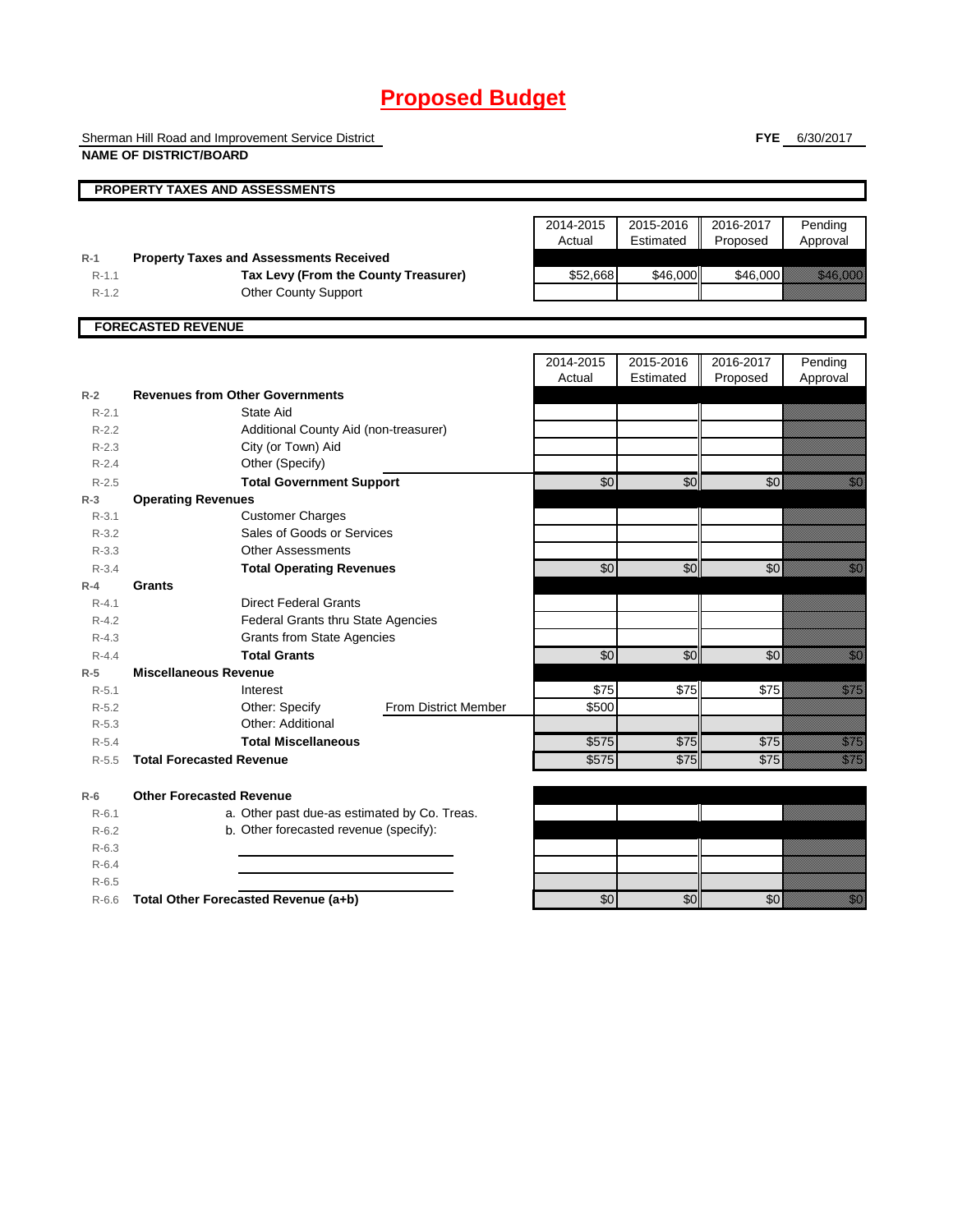# Proposed Budget

Sherman Hill Road and Improvement Service District
**NAME OF DISTRICT/BOARD**

**FYE** 6/30/2017

## PROPERTY TAXES AND ASSESSMENTS

| | | 2014-2015 Actual | 2015-2016 Estimated | 2016-2017 Proposed | Pending Approval |
|---|---|---|---|---|---|
| R-1 | **Property Taxes and Assessments Received** | | | | |
| R-1.1 | **Tax Levy (From the County Treasurer)** | $52,668 | $46,000 | $46,000 | $46,000 |
| R-1.2 | Other County Support | | | | |

## FORECASTED REVENUE

| | | 2014-2015 Actual | 2015-2016 Estimated | 2016-2017 Proposed | Pending Approval |
|---|---|---|---|---|---|
| R-2 | **Revenues from Other Governments** | | | | |
| R-2.1 | State Aid | | | | |
| R-2.2 | Additional County Aid (non-treasurer) | | | | |
| R-2.3 | City (or Town) Aid | | | | |
| R-2.4 | Other (Specify) | | | | |
| R-2.5 | **Total Government Support** | $0 | $0 | $0 | $0 |
| R-3 | **Operating Revenues** | | | | |
| R-3.1 | Customer Charges | | | | |
| R-3.2 | Sales of Goods or Services | | | | |
| R-3.3 | Other Assessments | | | | |
| R-3.4 | **Total Operating Revenues** | $0 | $0 | $0 | $0 |
| R-4 | **Grants** | | | | |
| R-4.1 | Direct Federal Grants | | | | |
| R-4.2 | Federal Grants thru State Agencies | | | | |
| R-4.3 | Grants from State Agencies | | | | |
| R-4.4 | **Total Grants** | $0 | $0 | $0 | $0 |
| R-5 | **Miscellaneous Revenue** | | | | |
| R-5.1 | Interest | $75 | $75 | $75 | $75 |
| R-5.2 | Other: Specify — From District Member | $500 | | | |
| R-5.3 | Other: Additional | | | | |
| R-5.4 | **Total Miscellaneous** | $575 | $75 | $75 | $75 |
| R-5.5 | **Total Forecasted Revenue** | $575 | $75 | $75 | $75 |
| R-6 | **Other Forecasted Revenue** | | | | |
| R-6.1 | a. Other past due-as estimated by Co. Treas. | | | | |
| R-6.2 | b. Other forecasted revenue (specify): | | | | |
| R-6.3 | | | | | |
| R-6.4 | | | | | |
| R-6.5 | | | | | |
| R-6.6 | **Total Other Forecasted Revenue (a+b)** | $0 | $0 | $0 | $0 |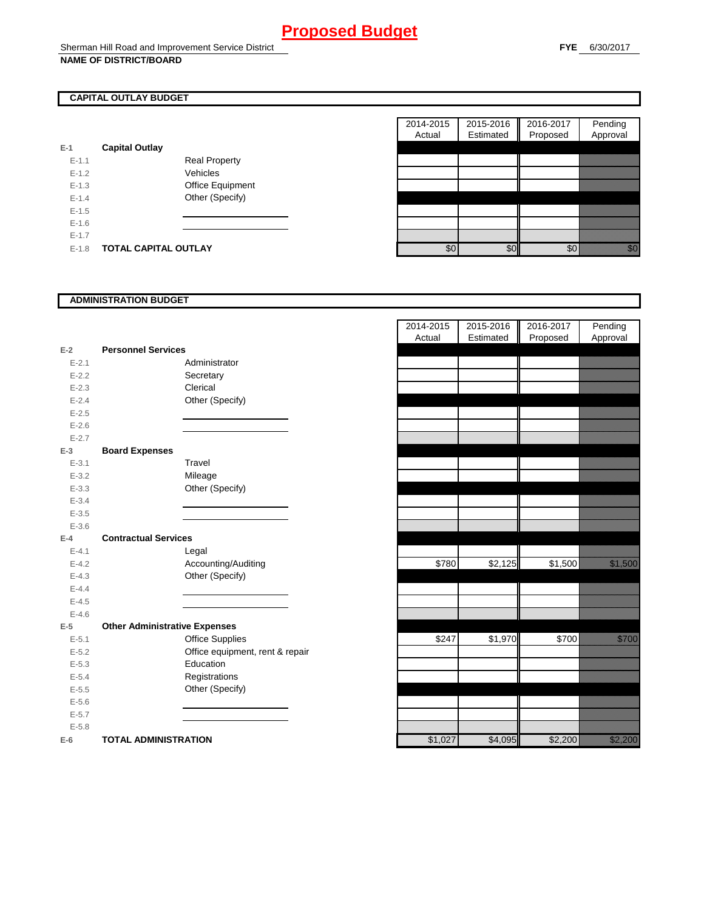# Proposed Budget

Sherman Hill Road and Improvement Service District
**NAME OF DISTRICT/BOARD**

**FYE** 6/30/2017

## CAPITAL OUTLAY BUDGET

| | | | 2014-2015 Actual | 2015-2016 Estimated | 2016-2017 Proposed | Pending Approval |
|---|---|---|---|---|---|---|
| E-1 | **Capital Outlay** | | | | | |
| E-1.1 | | Real Property | | | | |
| E-1.2 | | Vehicles | | | | |
| E-1.3 | | Office Equipment | | | | |
| E-1.4 | | Other (Specify) | | | | |
| E-1.5 | | | | | | |
| E-1.6 | | | | | | |
| E-1.7 | | | | | | |
| E-1.8 | **TOTAL CAPITAL OUTLAY** | | $0 | $0 | $0 | $0 |

## ADMINISTRATION BUDGET

| | | | 2014-2015 Actual | 2015-2016 Estimated | 2016-2017 Proposed | Pending Approval |
|---|---|---|---|---|---|---|
| E-2 | **Personnel Services** | | | | | |
| E-2.1 | | Administrator | | | | |
| E-2.2 | | Secretary | | | | |
| E-2.3 | | Clerical | | | | |
| E-2.4 | | Other (Specify) | | | | |
| E-2.5 | | | | | | |
| E-2.6 | | | | | | |
| E-2.7 | | | | | | |
| E-3 | **Board Expenses** | | | | | |
| E-3.1 | | Travel | | | | |
| E-3.2 | | Mileage | | | | |
| E-3.3 | | Other (Specify) | | | | |
| E-3.4 | | | | | | |
| E-3.5 | | | | | | |
| E-3.6 | | | | | | |
| E-4 | **Contractual Services** | | | | | |
| E-4.1 | | Legal | | | | |
| E-4.2 | | Accounting/Auditing | $780 | $2,125 | $1,500 | $1,500 |
| E-4.3 | | Other (Specify) | | | | |
| E-4.4 | | | | | | |
| E-4.5 | | | | | | |
| E-4.6 | | | | | | |
| E-5 | **Other Administrative Expenses** | | | | | |
| E-5.1 | | Office Supplies | $247 | $1,970 | $700 | $700 |
| E-5.2 | | Office equipment, rent & repair | | | | |
| E-5.3 | | Education | | | | |
| E-5.4 | | Registrations | | | | |
| E-5.5 | | Other (Specify) | | | | |
| E-5.6 | | | | | | |
| E-5.7 | | | | | | |
| E-5.8 | | | | | | |
| E-6 | **TOTAL ADMINISTRATION** | | $1,027 | $4,095 | $2,200 | $2,200 |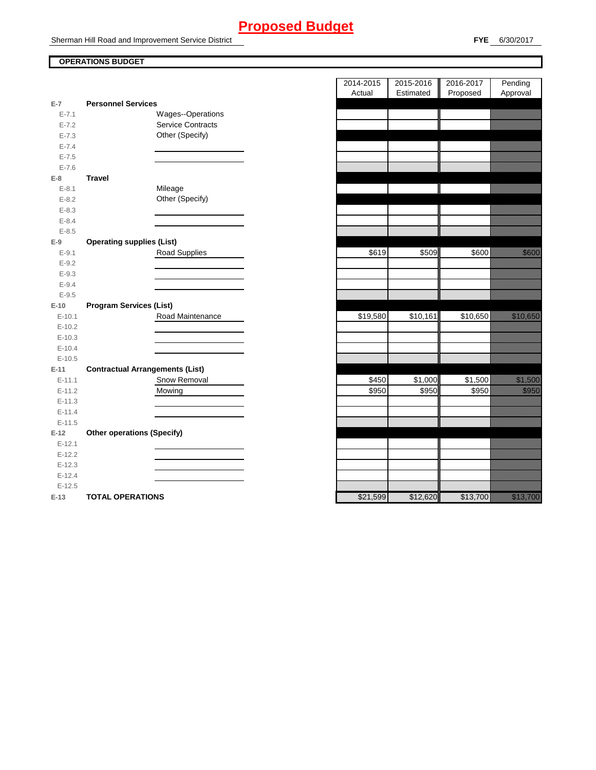# Proposed Budget

Sherman Hill Road and Improvement Service District

**FYE** 6/30/2017

**OPERATIONS BUDGET**

| | | | 2014-2015 Actual | 2015-2016 Estimated | 2016-2017 Proposed | Pending Approval |
|---|---|---|---|---|---|---|
| **E-7** | **Personnel Services** | | | | | |
| E-7.1 | | Wages--Operations | | | | |
| E-7.2 | | Service Contracts | | | | |
| E-7.3 | | Other (Specify) | | | | |
| E-7.4 | | | | | | |
| E-7.5 | | | | | | |
| E-7.6 | | | | | | |
| **E-8** | **Travel** | | | | | |
| E-8.1 | | Mileage | | | | |
| E-8.2 | | Other (Specify) | | | | |
| E-8.3 | | | | | | |
| E-8.4 | | | | | | |
| E-8.5 | | | | | | |
| **E-9** | **Operating supplies (List)** | | | | | |
| E-9.1 | | Road Supplies | $619 | $509 | $600 | $600 |
| E-9.2 | | | | | | |
| E-9.3 | | | | | | |
| E-9.4 | | | | | | |
| E-9.5 | | | | | | |
| **E-10** | **Program Services (List)** | | | | | |
| E-10.1 | | Road Maintenance | $19,580 | $10,161 | $10,650 | $10,650 |
| E-10.2 | | | | | | |
| E-10.3 | | | | | | |
| E-10.4 | | | | | | |
| E-10.5 | | | | | | |
| **E-11** | **Contractual Arrangements (List)** | | | | | |
| E-11.1 | | Snow Removal | $450 | $1,000 | $1,500 | $1,500 |
| E-11.2 | | Mowing | $950 | $950 | $950 | $950 |
| E-11.3 | | | | | | |
| E-11.4 | | | | | | |
| E-11.5 | | | | | | |
| **E-12** | **Other operations (Specify)** | | | | | |
| E-12.1 | | | | | | |
| E-12.2 | | | | | | |
| E-12.3 | | | | | | |
| E-12.4 | | | | | | |
| E-12.5 | | | | | | |
| **E-13** | **TOTAL OPERATIONS** | | $21,599 | $12,620 | $13,700 | $13,700 |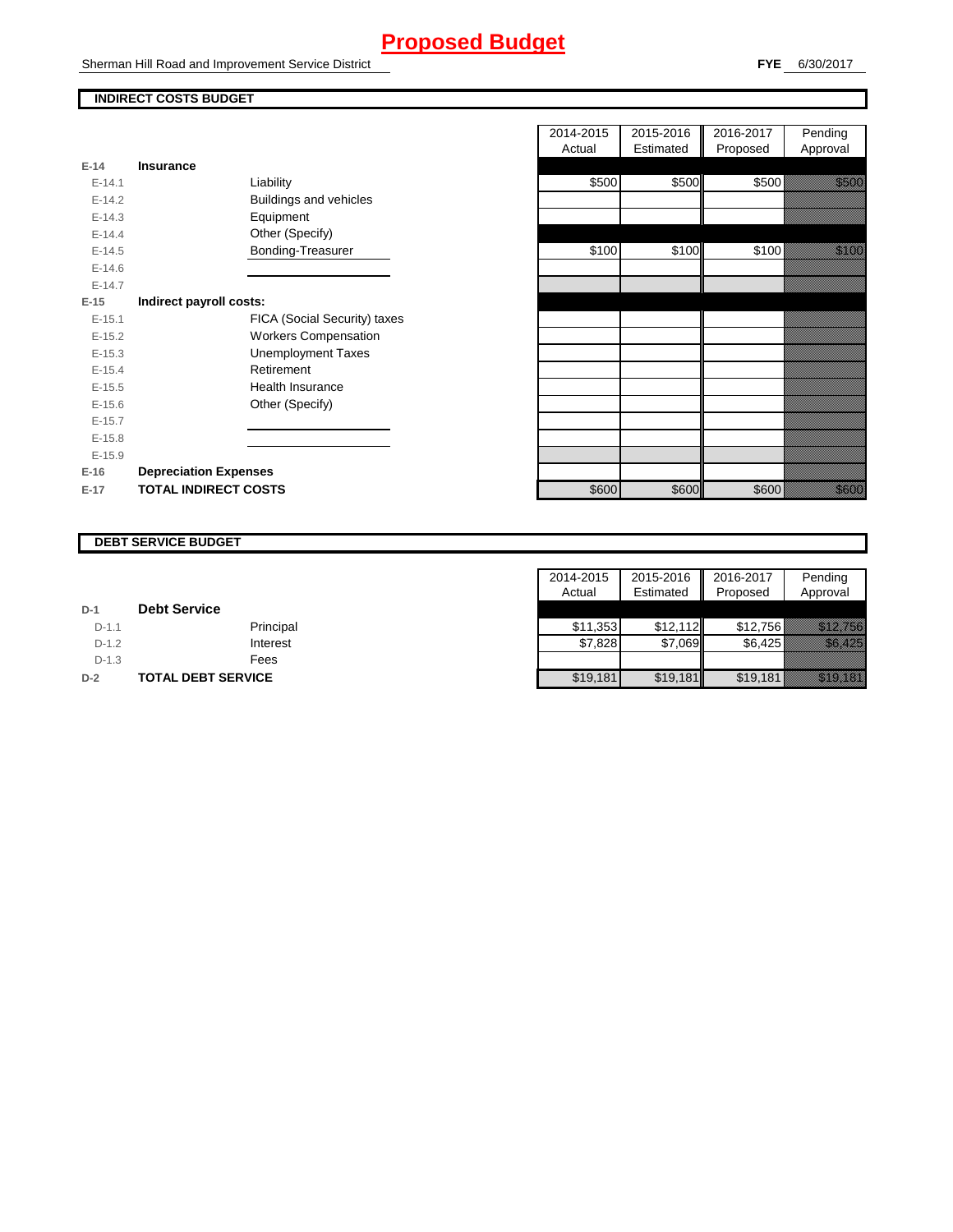# Proposed Budget

Sherman Hill Road and Improvement Service District

**FYE** 6/30/2017

## INDIRECT COSTS BUDGET

| | | | 2014-2015 Actual | 2015-2016 Estimated | 2016-2017 Proposed | Pending Approval |
|---|---|---|---|---|---|---|
| **E-14** | **Insurance** | | | | | |
| E-14.1 | | Liability | $500 | $500 | $500 | $500 |
| E-14.2 | | Buildings and vehicles | | | | |
| E-14.3 | | Equipment | | | | |
| E-14.4 | | Other (Specify) | | | | |
| E-14.5 | | Bonding-Treasurer | $100 | $100 | $100 | $100 |
| E-14.6 | | | | | | |
| E-14.7 | | | | | | |
| **E-15** | **Indirect payroll costs:** | | | | | |
| E-15.1 | | FICA (Social Security) taxes | | | | |
| E-15.2 | | Workers Compensation | | | | |
| E-15.3 | | Unemployment Taxes | | | | |
| E-15.4 | | Retirement | | | | |
| E-15.5 | | Health Insurance | | | | |
| E-15.6 | | Other (Specify) | | | | |
| E-15.7 | | | | | | |
| E-15.8 | | | | | | |
| E-15.9 | | | | | | |
| **E-16** | **Depreciation Expenses** | | | | | |
| **E-17** | **TOTAL INDIRECT COSTS** | | $600 | $600 | $600 | $600 |

## DEBT SERVICE BUDGET

| | | | 2014-2015 Actual | 2015-2016 Estimated | 2016-2017 Proposed | Pending Approval |
|---|---|---|---|---|---|---|
| **D-1** | **Debt Service** | | | | | |
| D-1.1 | | Principal | $11,353 | $12,112 | $12,756 | $12,756 |
| D-1.2 | | Interest | $7,828 | $7,069 | $6,425 | $6,425 |
| D-1.3 | | Fees | | | | |
| **D-2** | **TOTAL DEBT SERVICE** | | $19,181 | $19,181 | $19,181 | $19,181 |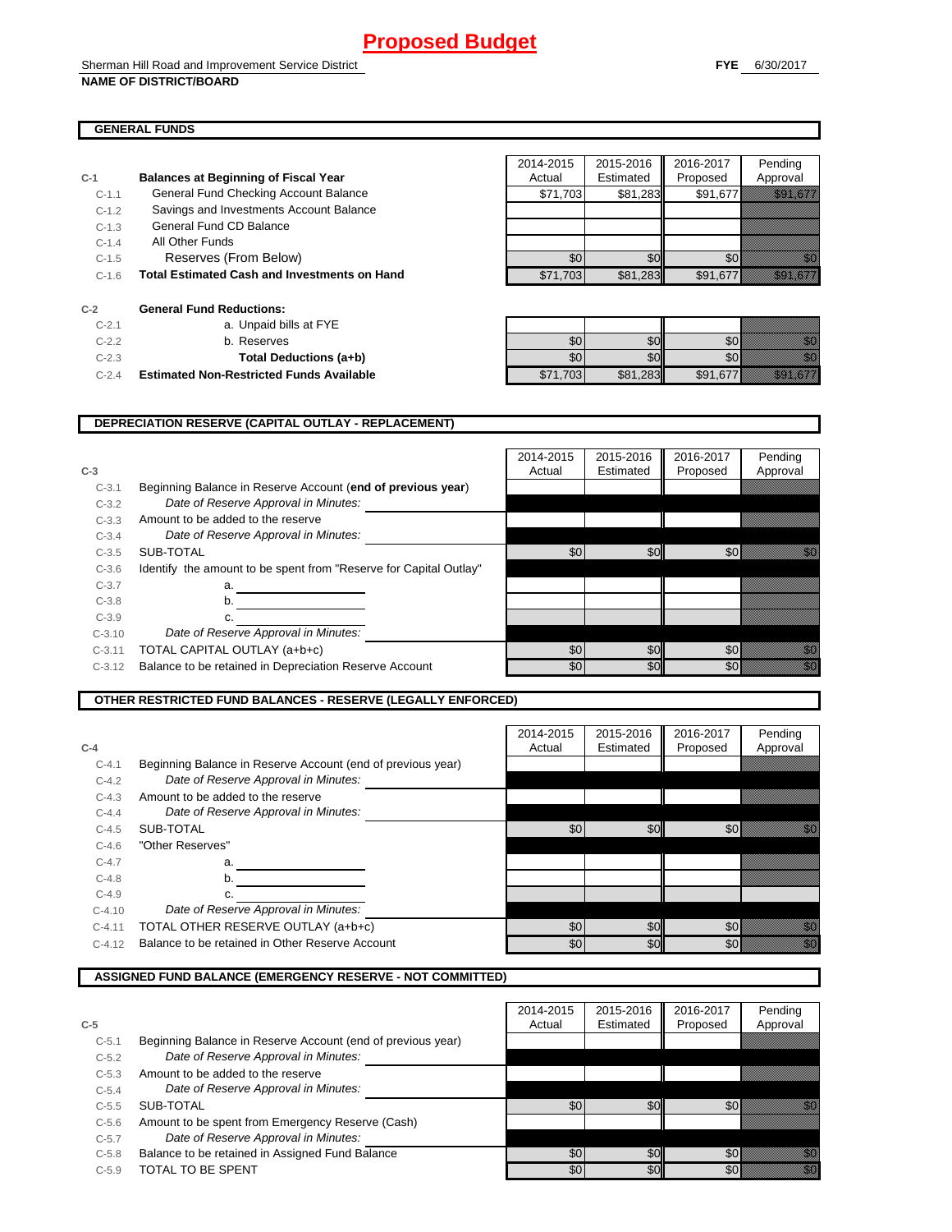# Proposed Budget

Sherman Hill Road and Improvement Service District

**NAME OF DISTRICT/BOARD**

**FYE** 6/30/2017

## GENERAL FUNDS

| | | 2014-2015 Actual | 2015-2016 Estimated | 2016-2017 Proposed | Pending Approval |
|---|---|---|---|---|---|
| C-1 | **Balances at Beginning of Fiscal Year** | | | | |
| C-1.1 | General Fund Checking Account Balance | $71,703 | $81,283 | $91,677 | $91,677 |
| C-1.2 | Savings and Investments Account Balance | | | | |
| C-1.3 | General Fund CD Balance | | | | |
| C-1.4 | All Other Funds | | | | |
| C-1.5 | Reserves (From Below) | $0 | $0 | $0 | $0 |
| C-1.6 | **Total Estimated Cash and Investments on Hand** | $71,703 | $81,283 | $91,677 | $91,677 |

| | | | | | |
|---|---|---|---|---|---|
| C-2 | **General Fund Reductions:** | | | | |
| C-2.1 | a. Unpaid bills at FYE | | | | |
| C-2.2 | b. Reserves | $0 | $0 | $0 | $0 |
| C-2.3 | **Total Deductions (a+b)** | $0 | $0 | $0 | $0 |
| C-2.4 | **Estimated Non-Restricted Funds Available** | $71,703 | $81,283 | $91,677 | $91,677 |

## DEPRECIATION RESERVE (CAPITAL OUTLAY - REPLACEMENT)

| C-3 | | 2014-2015 Actual | 2015-2016 Estimated | 2016-2017 Proposed | Pending Approval |
|---|---|---|---|---|---|
| C-3.1 | Beginning Balance in Reserve Account (**end of previous year**) | | | | |
| C-3.2 | *Date of Reserve Approval in Minutes:* | | | | |
| C-3.3 | Amount to be added to the reserve | | | | |
| C-3.4 | *Date of Reserve Approval in Minutes:* | | | | |
| C-3.5 | SUB-TOTAL | $0 | $0 | $0 | $0 |
| C-3.6 | Identify the amount to be spent from "Reserve for Capital Outlay" | | | | |
| C-3.7 | a. | | | | |
| C-3.8 | b. | | | | |
| C-3.9 | c. | | | | |
| C-3.10 | *Date of Reserve Approval in Minutes:* | | | | |
| C-3.11 | TOTAL CAPITAL OUTLAY (a+b+c) | $0 | $0 | $0 | $0 |
| C-3.12 | Balance to be retained in Depreciation Reserve Account | $0 | $0 | $0 | $0 |

## OTHER RESTRICTED FUND BALANCES - RESERVE (LEGALLY ENFORCED)

| C-4 | | 2014-2015 Actual | 2015-2016 Estimated | 2016-2017 Proposed | Pending Approval |
|---|---|---|---|---|---|
| C-4.1 | Beginning Balance in Reserve Account (end of previous year) | | | | |
| C-4.2 | *Date of Reserve Approval in Minutes:* | | | | |
| C-4.3 | Amount to be added to the reserve | | | | |
| C-4.4 | *Date of Reserve Approval in Minutes:* | | | | |
| C-4.5 | SUB-TOTAL | $0 | $0 | $0 | $0 |
| C-4.6 | "Other Reserves" | | | | |
| C-4.7 | a. | | | | |
| C-4.8 | b. | | | | |
| C-4.9 | c. | | | | |
| C-4.10 | *Date of Reserve Approval in Minutes:* | | | | |
| C-4.11 | TOTAL OTHER RESERVE OUTLAY (a+b+c) | $0 | $0 | $0 | $0 |
| C-4.12 | Balance to be retained in Other Reserve Account | $0 | $0 | $0 | $0 |

## ASSIGNED FUND BALANCE (EMERGENCY RESERVE - NOT COMMITTED)

| C-5 | | 2014-2015 Actual | 2015-2016 Estimated | 2016-2017 Proposed | Pending Approval |
|---|---|---|---|---|---|
| C-5.1 | Beginning Balance in Reserve Account (end of previous year) | | | | |
| C-5.2 | *Date of Reserve Approval in Minutes:* | | | | |
| C-5.3 | Amount to be added to the reserve | | | | |
| C-5.4 | *Date of Reserve Approval in Minutes:* | | | | |
| C-5.5 | SUB-TOTAL | $0 | $0 | $0 | $0 |
| C-5.6 | Amount to be spent from Emergency Reserve (Cash) | | | | |
| C-5.7 | *Date of Reserve Approval in Minutes:* | | | | |
| C-5.8 | Balance to be retained in Assigned Fund Balance | $0 | $0 | $0 | $0 |
| C-5.9 | TOTAL TO BE SPENT | $0 | $0 | $0 | $0 |